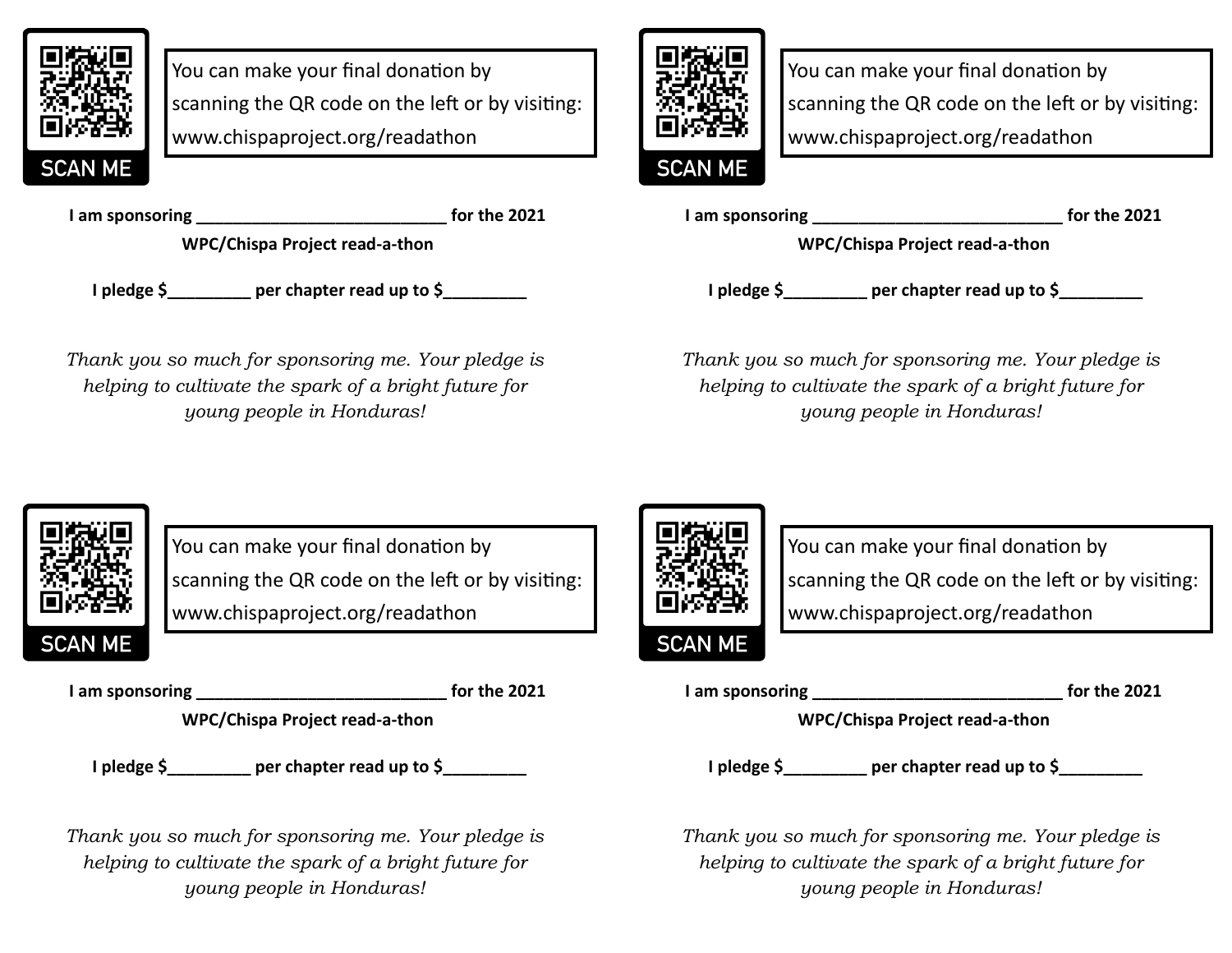SCAN ME

You can make your final donation by scanning the QR code on the left or by visiting: www.chispaproject.org/readathon

**I am sponsoring ___________________________ for the 2021 WPC/Chispa Project read-a-thon**

**I pledge $_________ per chapter read up to $_________**

*Thank you so much for sponsoring me. Your pledge is helping to cultivate the spark of a bright future for young people in Honduras!*

---

SCAN ME

You can make your final donation by scanning the QR code on the left or by visiting: www.chispaproject.org/readathon

**I am sponsoring ___________________________ for the 2021 WPC/Chispa Project read-a-thon**

**I pledge $_________ per chapter read up to $_________**

*Thank you so much for sponsoring me. Your pledge is helping to cultivate the spark of a bright future for young people in Honduras!*

---

SCAN ME

You can make your final donation by scanning the QR code on the left or by visiting: www.chispaproject.org/readathon

**I am sponsoring ___________________________ for the 2021 WPC/Chispa Project read-a-thon**

**I pledge $_________ per chapter read up to $_________**

*Thank you so much for sponsoring me. Your pledge is helping to cultivate the spark of a bright future for young people in Honduras!*

---

SCAN ME

You can make your final donation by scanning the QR code on the left or by visiting: www.chispaproject.org/readathon

**I am sponsoring ___________________________ for the 2021 WPC/Chispa Project read-a-thon**

**I pledge $_________ per chapter read up to $_________**

*Thank you so much for sponsoring me. Your pledge is helping to cultivate the spark of a bright future for young people in Honduras!*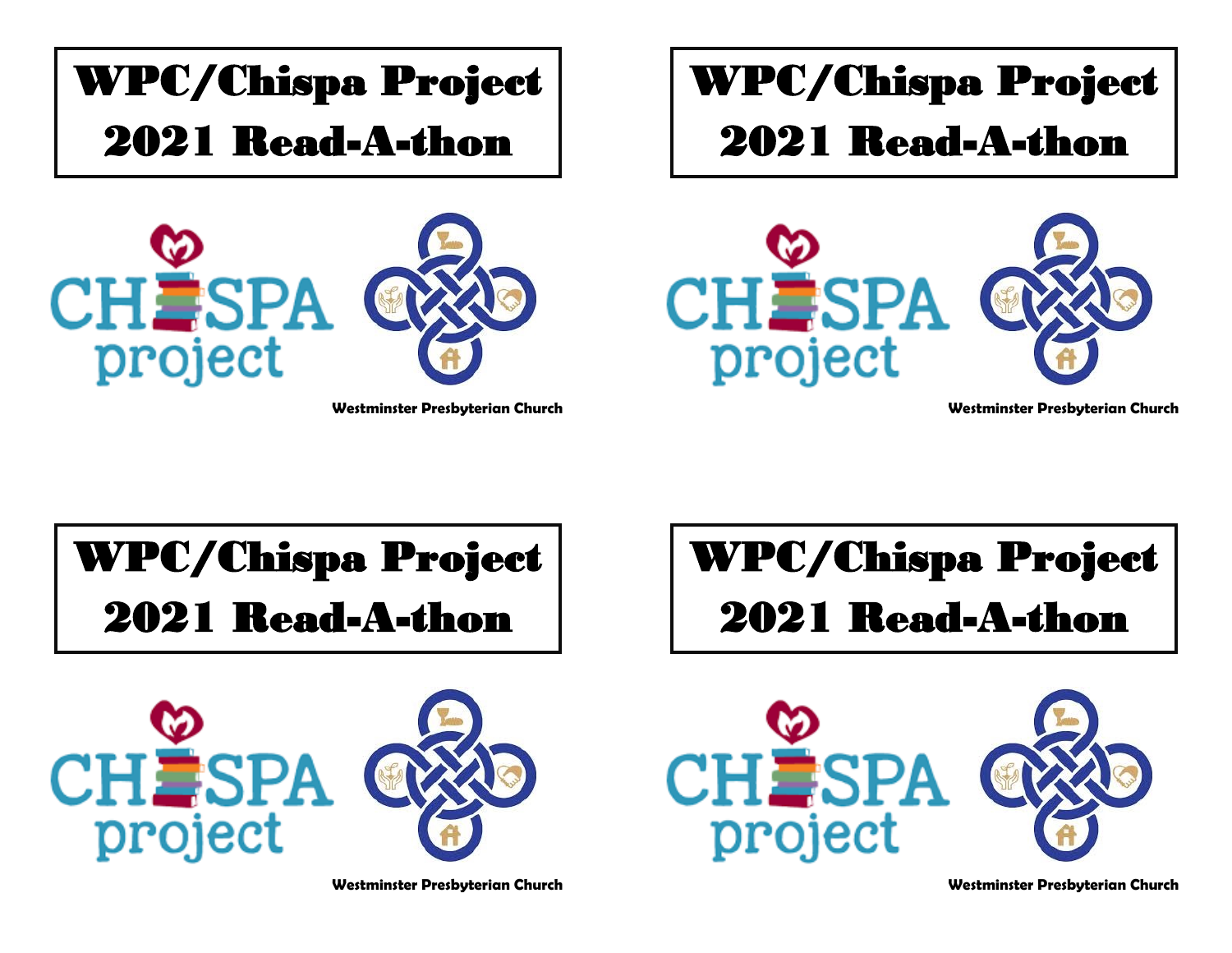WPC/Chispa Project
2021 Read-A-thon

CHISPA project

Westminster Presbyterian Church

WPC/Chispa Project
2021 Read-A-thon

CHISPA project

Westminster Presbyterian Church

WPC/Chispa Project
2021 Read-A-thon

CHISPA project

Westminster Presbyterian Church

WPC/Chispa Project
2021 Read-A-thon

CHISPA project

Westminster Presbyterian Church